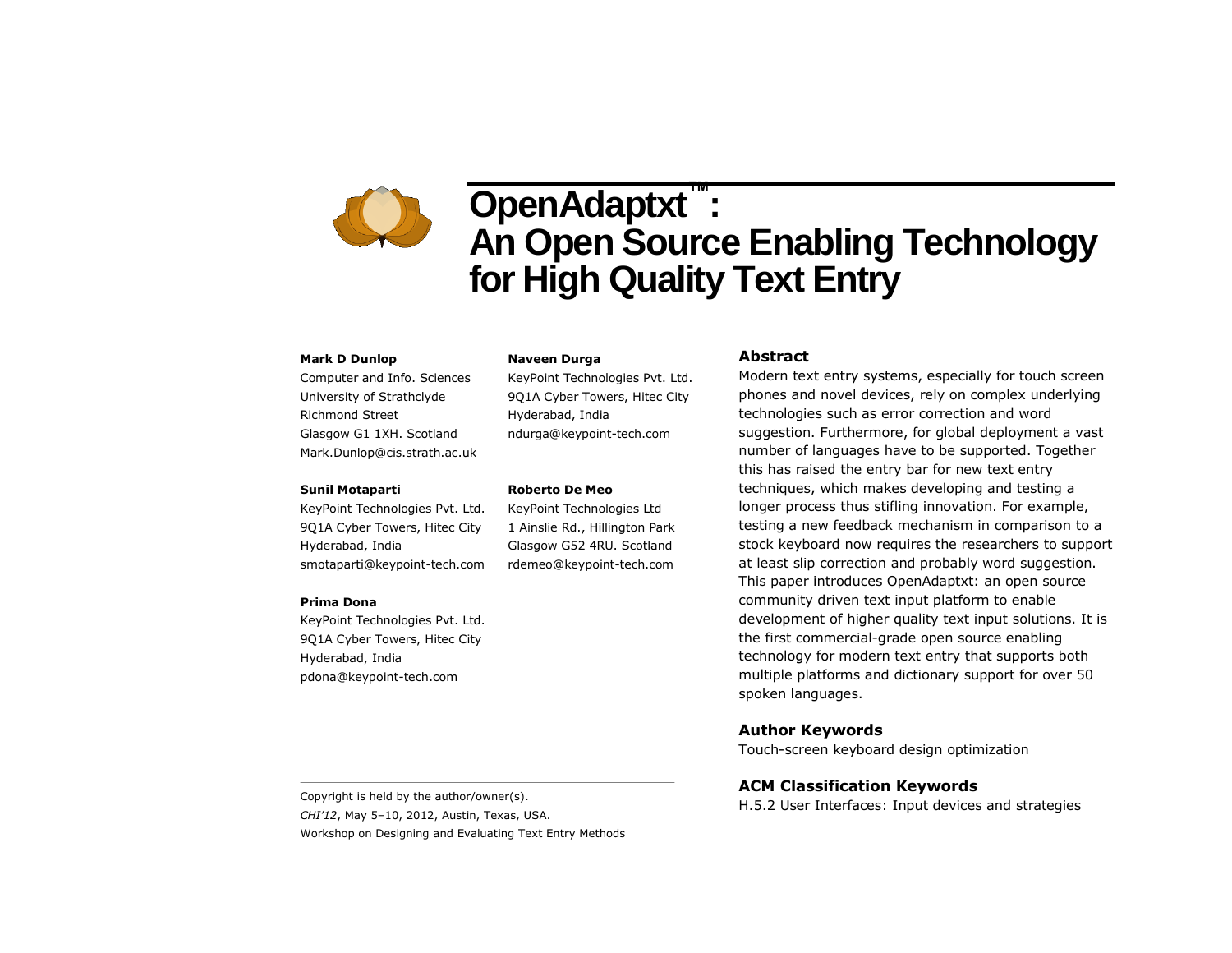# OpenAdaptxt™: An Open Source Enabling Technology for High Quality Text Entry

**Mark D Dunlop**
Computer and Info. Sciences
University of Strathclyde
Richmond Street
Glasgow G1 1XH. Scotland
Mark.Dunlop@cis.strath.ac.uk

**Naveen Durga**
KeyPoint Technologies Pvt. Ltd.
9Q1A Cyber Towers, Hitec City
Hyderabad, India
ndurga@keypoint-tech.com

**Sunil Motaparti**
KeyPoint Technologies Pvt. Ltd.
9Q1A Cyber Towers, Hitec City
Hyderabad, India
smotaparti@keypoint-tech.com

**Roberto De Meo**
KeyPoint Technologies Ltd
1 Ainslie Rd., Hillington Park
Glasgow G52 4RU. Scotland
rdemeo@keypoint-tech.com

**Prima Dona**
KeyPoint Technologies Pvt. Ltd.
9Q1A Cyber Towers, Hitec City
Hyderabad, India
pdona@keypoint-tech.com

Copyright is held by the author/owner(s).
*CHI'12*, May 5–10, 2012, Austin, Texas, USA.
Workshop on Designing and Evaluating Text Entry Methods

## Abstract

Modern text entry systems, especially for touch screen phones and novel devices, rely on complex underlying technologies such as error correction and word suggestion. Furthermore, for global deployment a vast number of languages have to be supported. Together this has raised the entry bar for new text entry techniques, which makes developing and testing a longer process thus stifling innovation. For example, testing a new feedback mechanism in comparison to a stock keyboard now requires the researchers to support at least slip correction and probably word suggestion. This paper introduces OpenAdaptxt: an open source community driven text input platform to enable development of higher quality text input solutions. It is the first commercial-grade open source enabling technology for modern text entry that supports both multiple platforms and dictionary support for over 50 spoken languages.

## Author Keywords

Touch-screen keyboard design optimization

## ACM Classification Keywords

H.5.2 User Interfaces: Input devices and strategies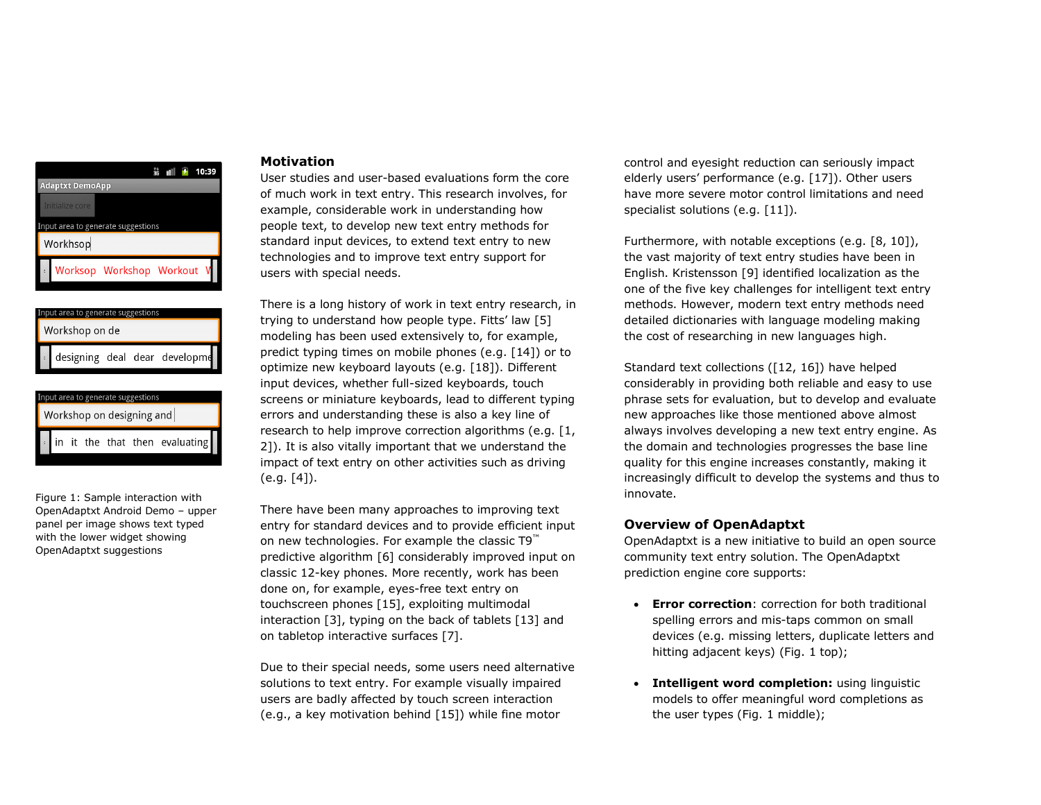Figure 1: Sample interaction with OpenAdaptxt Android Demo – upper panel per image shows text typed with the lower widget showing OpenAdaptxt suggestions

## Motivation

User studies and user-based evaluations form the core of much work in text entry. This research involves, for example, considerable work in understanding how people text, to develop new text entry methods for standard input devices, to extend text entry to new technologies and to improve text entry support for users with special needs.

There is a long history of work in text entry research, in trying to understand how people type. Fitts' law [5] modeling has been used extensively to, for example, predict typing times on mobile phones (e.g. [14]) or to optimize new keyboard layouts (e.g. [18]). Different input devices, whether full-sized keyboards, touch screens or miniature keyboards, lead to different typing errors and understanding these is also a key line of research to help improve correction algorithms (e.g. [1, 2]). It is also vitally important that we understand the impact of text entry on other activities such as driving (e.g. [4]).

There have been many approaches to improving text entry for standard devices and to provide efficient input on new technologies. For example the classic T9™ predictive algorithm [6] considerably improved input on classic 12-key phones. More recently, work has been done on, for example, eyes-free text entry on touchscreen phones [15], exploiting multimodal interaction [3], typing on the back of tablets [13] and on tabletop interactive surfaces [7].

Due to their special needs, some users need alternative solutions to text entry. For example visually impaired users are badly affected by touch screen interaction (e.g., a key motivation behind [15]) while fine motor control and eyesight reduction can seriously impact elderly users' performance (e.g. [17]). Other users have more severe motor control limitations and need specialist solutions (e.g. [11]).

Furthermore, with notable exceptions (e.g. [8, 10]), the vast majority of text entry studies have been in English. Kristensson [9] identified localization as the one of the five key challenges for intelligent text entry methods. However, modern text entry methods need detailed dictionaries with language modeling making the cost of researching in new languages high.

Standard text collections ([12, 16]) have helped considerably in providing both reliable and easy to use phrase sets for evaluation, but to develop and evaluate new approaches like those mentioned above almost always involves developing a new text entry engine. As the domain and technologies progresses the base line quality for this engine increases constantly, making it increasingly difficult to develop the systems and thus to innovate.

## Overview of OpenAdaptxt

OpenAdaptxt is a new initiative to build an open source community text entry solution. The OpenAdaptxt prediction engine core supports:

- **Error correction**: correction for both traditional spelling errors and mis-taps common on small devices (e.g. missing letters, duplicate letters and hitting adjacent keys) (Fig. 1 top);
- **Intelligent word completion:** using linguistic models to offer meaningful word completions as the user types (Fig. 1 middle);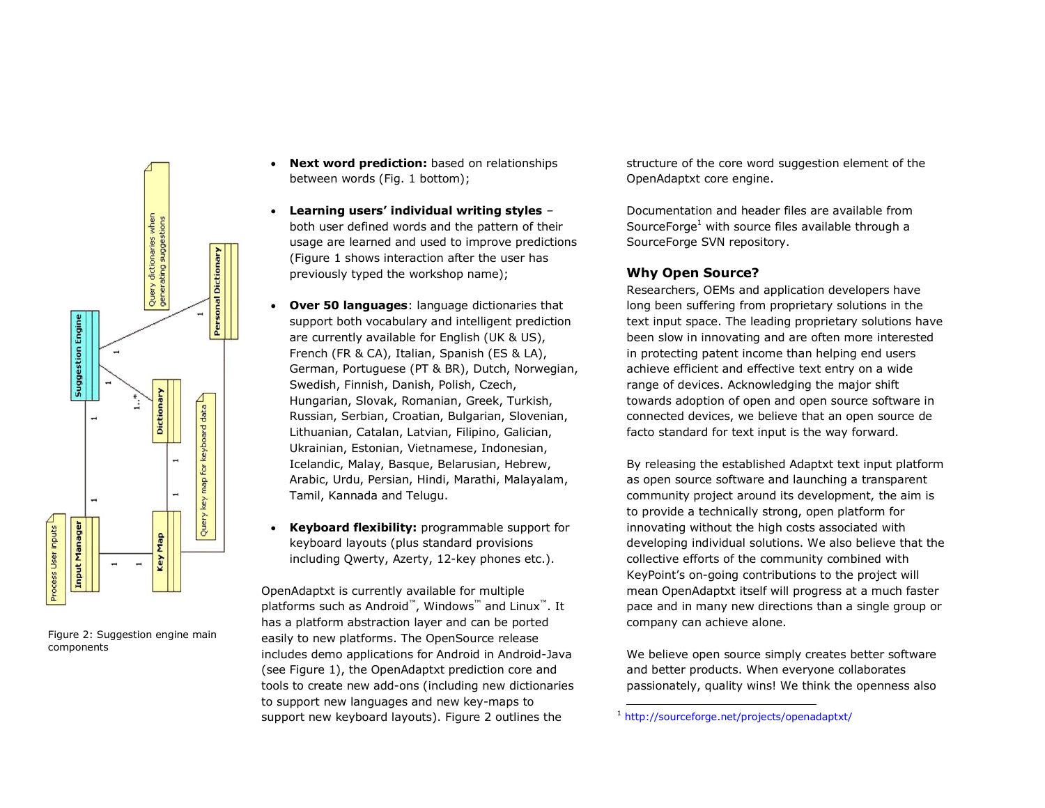Figure 2: Suggestion engine main components

- **Next word prediction:** based on relationships between words (Fig. 1 bottom);

- **Learning users' individual writing styles** – both user defined words and the pattern of their usage are learned and used to improve predictions (Figure 1 shows interaction after the user has previously typed the workshop name);

- **Over 50 languages**: language dictionaries that support both vocabulary and intelligent prediction are currently available for English (UK & US), French (FR & CA), Italian, Spanish (ES & LA), German, Portuguese (PT & BR), Dutch, Norwegian, Swedish, Finnish, Danish, Polish, Czech, Hungarian, Slovak, Romanian, Greek, Turkish, Russian, Serbian, Croatian, Bulgarian, Slovenian, Lithuanian, Catalan, Latvian, Filipino, Galician, Ukrainian, Estonian, Vietnamese, Indonesian, Icelandic, Malay, Basque, Belarusian, Hebrew, Arabic, Urdu, Persian, Hindi, Marathi, Malayalam, Tamil, Kannada and Telugu.

- **Keyboard flexibility:** programmable support for keyboard layouts (plus standard provisions including Qwerty, Azerty, 12-key phones etc.).

OpenAdaptxt is currently available for multiple platforms such as Android™, Windows™ and Linux™. It has a platform abstraction layer and can be ported easily to new platforms. The OpenSource release includes demo applications for Android in Android-Java (see Figure 1), the OpenAdaptxt prediction core and tools to create new add-ons (including new dictionaries to support new languages and new key-maps to support new keyboard layouts). Figure 2 outlines the structure of the core word suggestion element of the OpenAdaptxt core engine.

Documentation and header files are available from SourceForge[1] with source files available through a SourceForge SVN repository.

## Why Open Source?

Researchers, OEMs and application developers have long been suffering from proprietary solutions in the text input space. The leading proprietary solutions have been slow in innovating and are often more interested in protecting patent income than helping end users achieve efficient and effective text entry on a wide range of devices. Acknowledging the major shift towards adoption of open and open source software in connected devices, we believe that an open source de facto standard for text input is the way forward.

By releasing the established Adaptxt text input platform as open source software and launching a transparent community project around its development, the aim is to provide a technically strong, open platform for innovating without the high costs associated with developing individual solutions. We also believe that the collective efforts of the community combined with KeyPoint's on-going contributions to the project will mean OpenAdaptxt itself will progress at a much faster pace and in many new directions than a single group or company can achieve alone.

We believe open source simply creates better software and better products. When everyone collaborates passionately, quality wins! We think the openness also

[1] http://sourceforge.net/projects/openadaptxt/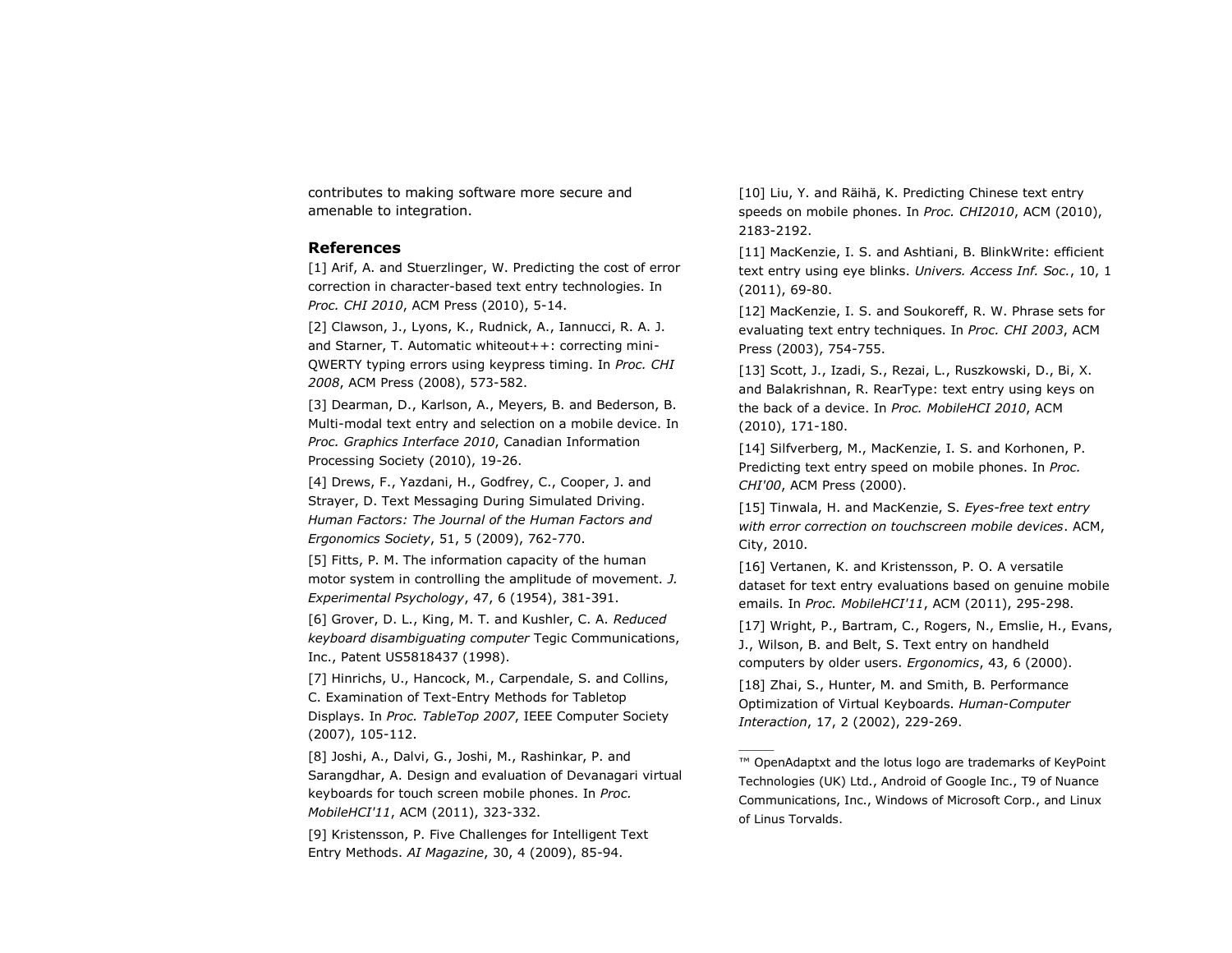contributes to making software more secure and amenable to integration.

## References

[1] Arif, A. and Stuerzlinger, W. Predicting the cost of error correction in character-based text entry technologies. In *Proc. CHI 2010*, ACM Press (2010), 5-14.

[2] Clawson, J., Lyons, K., Rudnick, A., Iannucci, R. A. J. and Starner, T. Automatic whiteout++: correcting mini-QWERTY typing errors using keypress timing. In *Proc. CHI 2008*, ACM Press (2008), 573-582.

[3] Dearman, D., Karlson, A., Meyers, B. and Bederson, B. Multi-modal text entry and selection on a mobile device. In *Proc. Graphics Interface 2010*, Canadian Information Processing Society (2010), 19-26.

[4] Drews, F., Yazdani, H., Godfrey, C., Cooper, J. and Strayer, D. Text Messaging During Simulated Driving. *Human Factors: The Journal of the Human Factors and Ergonomics Society*, 51, 5 (2009), 762-770.

[5] Fitts, P. M. The information capacity of the human motor system in controlling the amplitude of movement. *J. Experimental Psychology*, 47, 6 (1954), 381-391.

[6] Grover, D. L., King, M. T. and Kushler, C. A. *Reduced keyboard disambiguating computer* Tegic Communications, Inc., Patent US5818437 (1998).

[7] Hinrichs, U., Hancock, M., Carpendale, S. and Collins, C. Examination of Text-Entry Methods for Tabletop Displays. In *Proc. TableTop 2007*, IEEE Computer Society (2007), 105-112.

[8] Joshi, A., Dalvi, G., Joshi, M., Rashinkar, P. and Sarangdhar, A. Design and evaluation of Devanagari virtual keyboards for touch screen mobile phones. In *Proc. MobileHCI'11*, ACM (2011), 323-332.

[9] Kristensson, P. Five Challenges for Intelligent Text Entry Methods. *AI Magazine*, 30, 4 (2009), 85-94.

[10] Liu, Y. and Räihä, K. Predicting Chinese text entry speeds on mobile phones. In *Proc. CHI2010*, ACM (2010), 2183-2192.

[11] MacKenzie, I. S. and Ashtiani, B. BlinkWrite: efficient text entry using eye blinks. *Univers. Access Inf. Soc.*, 10, 1 (2011), 69-80.

[12] MacKenzie, I. S. and Soukoreff, R. W. Phrase sets for evaluating text entry techniques. In *Proc. CHI 2003*, ACM Press (2003), 754-755.

[13] Scott, J., Izadi, S., Rezai, L., Ruszkowski, D., Bi, X. and Balakrishnan, R. RearType: text entry using keys on the back of a device. In *Proc. MobileHCI 2010*, ACM (2010), 171-180.

[14] Silfverberg, M., MacKenzie, I. S. and Korhonen, P. Predicting text entry speed on mobile phones. In *Proc. CHI'00*, ACM Press (2000).

[15] Tinwala, H. and MacKenzie, S. *Eyes-free text entry with error correction on touchscreen mobile devices*. ACM, City, 2010.

[16] Vertanen, K. and Kristensson, P. O. A versatile dataset for text entry evaluations based on genuine mobile emails. In *Proc. MobileHCI'11*, ACM (2011), 295-298.

[17] Wright, P., Bartram, C., Rogers, N., Emslie, H., Evans, J., Wilson, B. and Belt, S. Text entry on handheld computers by older users. *Ergonomics*, 43, 6 (2000).

[18] Zhai, S., Hunter, M. and Smith, B. Performance Optimization of Virtual Keyboards. *Human-Computer Interaction*, 17, 2 (2002), 229-269.

---

™ OpenAdaptxt and the lotus logo are trademarks of KeyPoint Technologies (UK) Ltd., Android of Google Inc., T9 of Nuance Communications, Inc., Windows of Microsoft Corp., and Linux of Linus Torvalds.